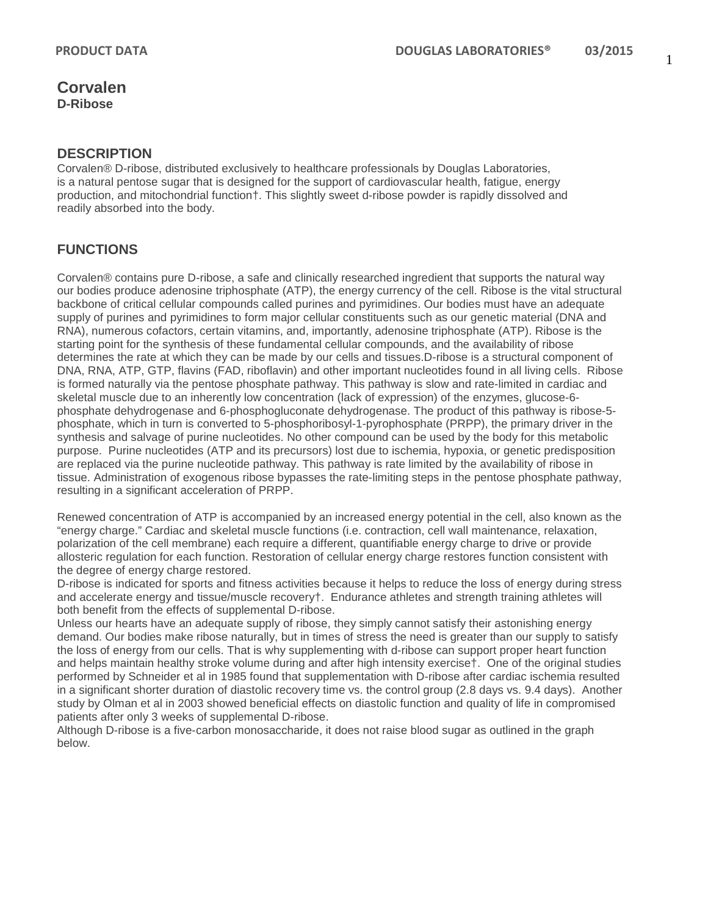# Corvalen

**D-Ribose**

## DESCRIPTION

Corvalen® D-ribose, distributed exclusively to healthcare professionals by Douglas Laboratories, is a natural pentose sugar that is designed for the support of cardiovascular health, fatigue, energy production, and mitochondrial function†. This slightly sweet d-ribose powder is rapidly dissolved and readily absorbed into the body.

## FUNCTIONS

Corvalen® contains pure D-ribose, a safe and clinically researched ingredient that supports the natural way our bodies produce adenosine triphosphate (ATP), the energy currency of the cell. Ribose is the vital structural backbone of critical cellular compounds called purines and pyrimidines. Our bodies must have an adequate supply of purines and pyrimidines to form major cellular constituents such as our genetic material (DNA and RNA), numerous cofactors, certain vitamins, and, importantly, adenosine triphosphate (ATP). Ribose is the starting point for the synthesis of these fundamental cellular compounds, and the availability of ribose determines the rate at which they can be made by our cells and tissues.D-ribose is a structural component of DNA, RNA, ATP, GTP, flavins (FAD, riboflavin) and other important nucleotides found in all living cells. Ribose is formed naturally via the pentose phosphate pathway. This pathway is slow and rate-limited in cardiac and skeletal muscle due to an inherently low concentration (lack of expression) of the enzymes, glucose-6-phosphate dehydrogenase and 6-phosphogluconate dehydrogenase. The product of this pathway is ribose-5-phosphate, which in turn is converted to 5-phosphoribosyl-1-pyrophosphate (PRPP), the primary driver in the synthesis and salvage of purine nucleotides. No other compound can be used by the body for this metabolic purpose. Purine nucleotides (ATP and its precursors) lost due to ischemia, hypoxia, or genetic predisposition are replaced via the purine nucleotide pathway. This pathway is rate limited by the availability of ribose in tissue. Administration of exogenous ribose bypasses the rate-limiting steps in the pentose phosphate pathway, resulting in a significant acceleration of PRPP.

Renewed concentration of ATP is accompanied by an increased energy potential in the cell, also known as the "energy charge." Cardiac and skeletal muscle functions (i.e. contraction, cell wall maintenance, relaxation, polarization of the cell membrane) each require a different, quantifiable energy charge to drive or provide allosteric regulation for each function. Restoration of cellular energy charge restores function consistent with the degree of energy charge restored.

D-ribose is indicated for sports and fitness activities because it helps to reduce the loss of energy during stress and accelerate energy and tissue/muscle recovery†. Endurance athletes and strength training athletes will both benefit from the effects of supplemental D-ribose.

Unless our hearts have an adequate supply of ribose, they simply cannot satisfy their astonishing energy demand. Our bodies make ribose naturally, but in times of stress the need is greater than our supply to satisfy the loss of energy from our cells. That is why supplementing with d-ribose can support proper heart function and helps maintain healthy stroke volume during and after high intensity exercise†. One of the original studies performed by Schneider et al in 1985 found that supplementation with D-ribose after cardiac ischemia resulted in a significant shorter duration of diastolic recovery time vs. the control group (2.8 days vs. 9.4 days). Another study by Olman et al in 2003 showed beneficial effects on diastolic function and quality of life in compromised patients after only 3 weeks of supplemental D-ribose.

Although D-ribose is a five-carbon monosaccharide, it does not raise blood sugar as outlined in the graph below.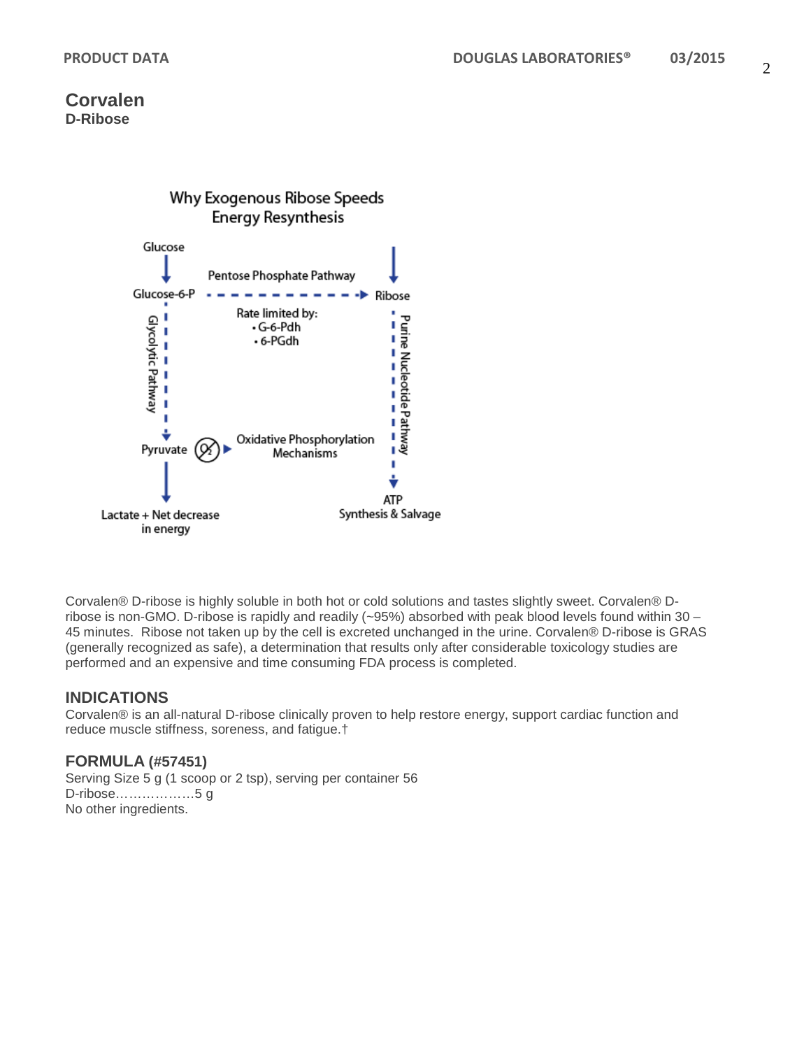# Corvalen

**D-Ribose**

Why Exogenous Ribose Speeds Energy Resynthesis

Glucose → Glucose-6-P — Pentose Phosphate Pathway → Ribose

Rate limited by:
- G-6-Pdh
- 6-PGdh

Glycolytic Pathway → Pyruvate → ($O_2$) Oxidative Phosphorylation Mechanisms

Pyruvate → Lactate + Net decrease in energy

Ribose — Purine Nucleotide Pathway → ATP Synthesis & Salvage

Corvalen® D-ribose is highly soluble in both hot or cold solutions and tastes slightly sweet. Corvalen® D-ribose is non-GMO. D-ribose is rapidly and readily (~95%) absorbed with peak blood levels found within 30 – 45 minutes. Ribose not taken up by the cell is excreted unchanged in the urine. Corvalen® D-ribose is GRAS (generally recognized as safe), a determination that results only after considerable toxicology studies are performed and an expensive and time consuming FDA process is completed.

## INDICATIONS

Corvalen® is an all-natural D-ribose clinically proven to help restore energy, support cardiac function and reduce muscle stiffness, soreness, and fatigue.†

## FORMULA (#57451)

Serving Size 5 g (1 scoop or 2 tsp), serving per container 56

D-ribose………………5 g

No other ingredients.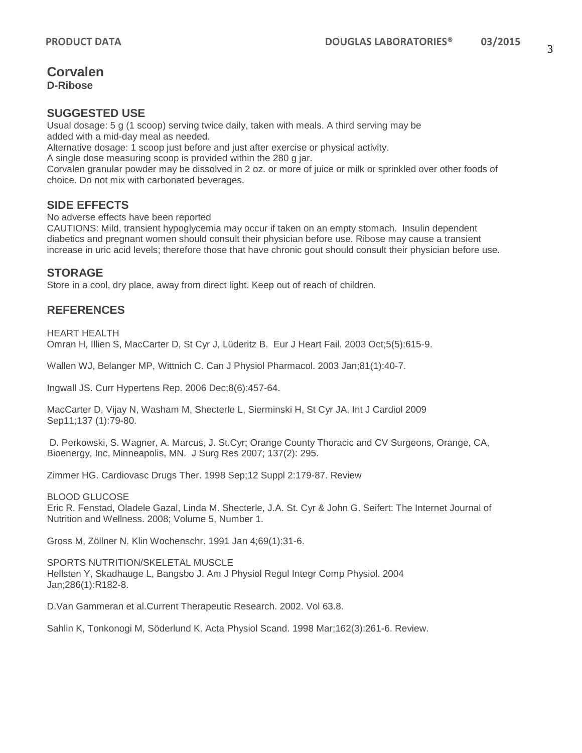# Corvalen

**D-Ribose**

## SUGGESTED USE

Usual dosage: 5 g (1 scoop) serving twice daily, taken with meals. A third serving may be added with a mid-day meal as needed.

Alternative dosage: 1 scoop just before and just after exercise or physical activity.

A single dose measuring scoop is provided within the 280 g jar.

Corvalen granular powder may be dissolved in 2 oz. or more of juice or milk or sprinkled over other foods of choice. Do not mix with carbonated beverages.

## SIDE EFFECTS

No adverse effects have been reported

CAUTIONS: Mild, transient hypoglycemia may occur if taken on an empty stomach. Insulin dependent diabetics and pregnant women should consult their physician before use. Ribose may cause a transient increase in uric acid levels; therefore those that have chronic gout should consult their physician before use.

## STORAGE

Store in a cool, dry place, away from direct light. Keep out of reach of children.

## REFERENCES

HEART HEALTH

Omran H, Illien S, MacCarter D, St Cyr J, Lüderitz B. Eur J Heart Fail. 2003 Oct;5(5):615-9.

Wallen WJ, Belanger MP, Wittnich C. Can J Physiol Pharmacol. 2003 Jan;81(1):40-7.

Ingwall JS. Curr Hypertens Rep. 2006 Dec;8(6):457-64.

MacCarter D, Vijay N, Washam M, Shecterle L, Sierminski H, St Cyr JA. Int J Cardiol 2009 Sep11;137 (1):79-80.

D. Perkowski, S. Wagner, A. Marcus, J. St.Cyr; Orange County Thoracic and CV Surgeons, Orange, CA, Bioenergy, Inc, Minneapolis, MN. J Surg Res 2007; 137(2): 295.

Zimmer HG. Cardiovasc Drugs Ther. 1998 Sep;12 Suppl 2:179-87. Review

BLOOD GLUCOSE

Eric R. Fenstad, Oladele Gazal, Linda M. Shecterle, J.A. St. Cyr & John G. Seifert: The Internet Journal of Nutrition and Wellness. 2008; Volume 5, Number 1.

Gross M, Zöllner N. Klin Wochenschr. 1991 Jan 4;69(1):31-6.

SPORTS NUTRITION/SKELETAL MUSCLE

Hellsten Y, Skadhauge L, Bangsbo J. Am J Physiol Regul Integr Comp Physiol. 2004 Jan;286(1):R182-8.

D.Van Gammeran et al.Current Therapeutic Research. 2002. Vol 63.8.

Sahlin K, Tonkonogi M, Söderlund K. Acta Physiol Scand. 1998 Mar;162(3):261-6. Review.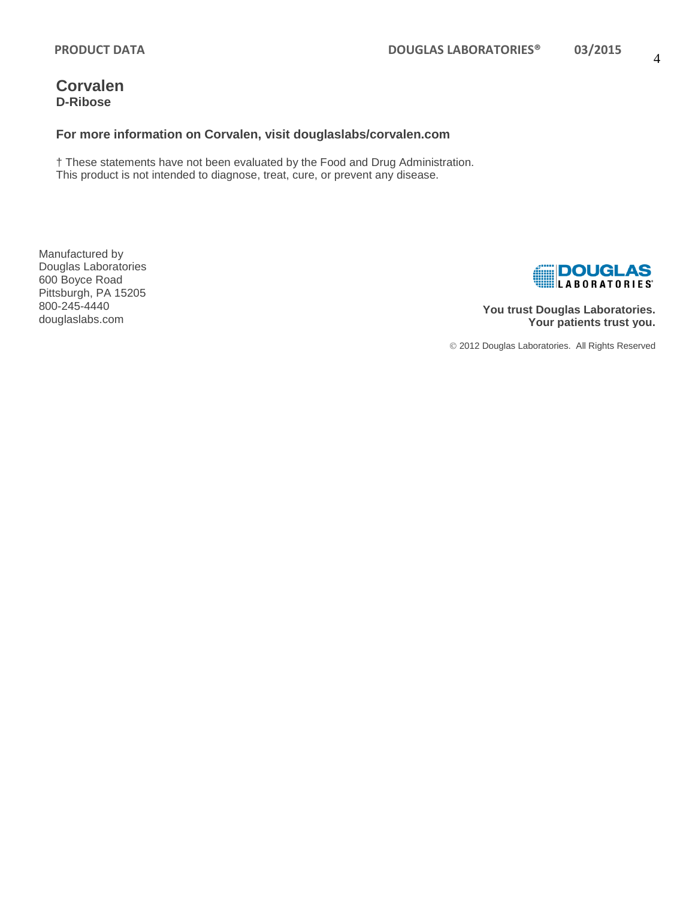# Corvalen
**D-Ribose**

**For more information on Corvalen, visit douglaslabs/corvalen.com**

† These statements have not been evaluated by the Food and Drug Administration.
This product is not intended to diagnose, treat, cure, or prevent any disease.

Manufactured by
Douglas Laboratories
600 Boyce Road
Pittsburgh, PA 15205
800-245-4440
douglaslabs.com

DOUGLAS LABORATORIES®

**You trust Douglas Laboratories.
Your patients trust you.**

© 2012 Douglas Laboratories. All Rights Reserved